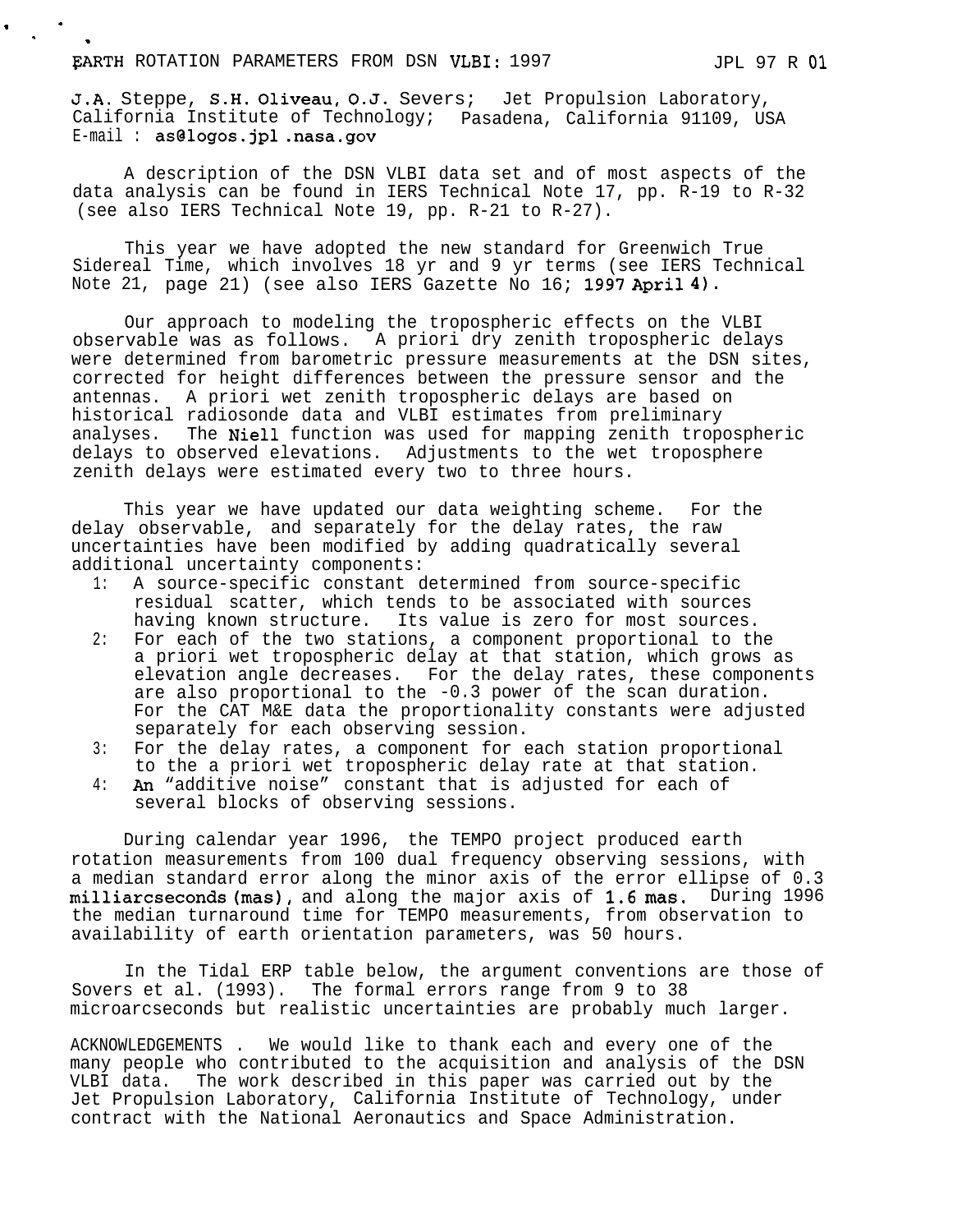# EARTH ROTATION PARAMETERS FROM DSN VLBI: 1997

JPL 97 R 01

J.A. Steppe, S.H. Oliveau, O.J. Severs; Jet Propulsion Laboratory, California Institute of Technology; Pasadena, California 91109, USA
E-mail : as@logos.jpl.nasa.gov

A description of the DSN VLBI data set and of most aspects of the data analysis can be found in IERS Technical Note 17, pp. R-19 to R-32 (see also IERS Technical Note 19, pp. R-21 to R-27).

This year we have adopted the new standard for Greenwich True Sidereal Time, which involves 18 yr and 9 yr terms (see IERS Technical Note 21, page 21) (see also IERS Gazette No 16; 1997 April 4).

Our approach to modeling the tropospheric effects on the VLBI observable was as follows. A priori dry zenith tropospheric delays were determined from barometric pressure measurements at the DSN sites, corrected for height differences between the pressure sensor and the antennas. A priori wet zenith tropospheric delays are based on historical radiosonde data and VLBI estimates from preliminary analyses. The Niell function was used for mapping zenith tropospheric delays to observed elevations. Adjustments to the wet troposphere zenith delays were estimated every two to three hours.

This year we have updated our data weighting scheme. For the delay observable, and separately for the delay rates, the raw uncertainties have been modified by adding quadratically several additional uncertainty components:

1: A source-specific constant determined from source-specific residual scatter, which tends to be associated with sources having known structure. Its value is zero for most sources.
2: For each of the two stations, a component proportional to the a priori wet tropospheric delay at that station, which grows as elevation angle decreases. For the delay rates, these components are also proportional to the -0.3 power of the scan duration. For the CAT M&E data the proportionality constants were adjusted separately for each observing session.
3: For the delay rates, a component for each station proportional to the a priori wet tropospheric delay rate at that station.
4: An "additive noise" constant that is adjusted for each of several blocks of observing sessions.

During calendar year 1996, the TEMPO project produced earth rotation measurements from 100 dual frequency observing sessions, with a median standard error along the minor axis of the error ellipse of 0.3 milliarcseconds (mas), and along the major axis of 1.6 mas. During 1996 the median turnaround time for TEMPO measurements, from observation to availability of earth orientation parameters, was 50 hours.

In the Tidal ERP table below, the argument conventions are those of Sovers et al. (1993). The formal errors range from 9 to 38 microarcseconds but realistic uncertainties are probably much larger.

ACKNOWLEDGEMENTS . We would like to thank each and every one of the many people who contributed to the acquisition and analysis of the DSN VLBI data. The work described in this paper was carried out by the Jet Propulsion Laboratory, California Institute of Technology, under contract with the National Aeronautics and Space Administration.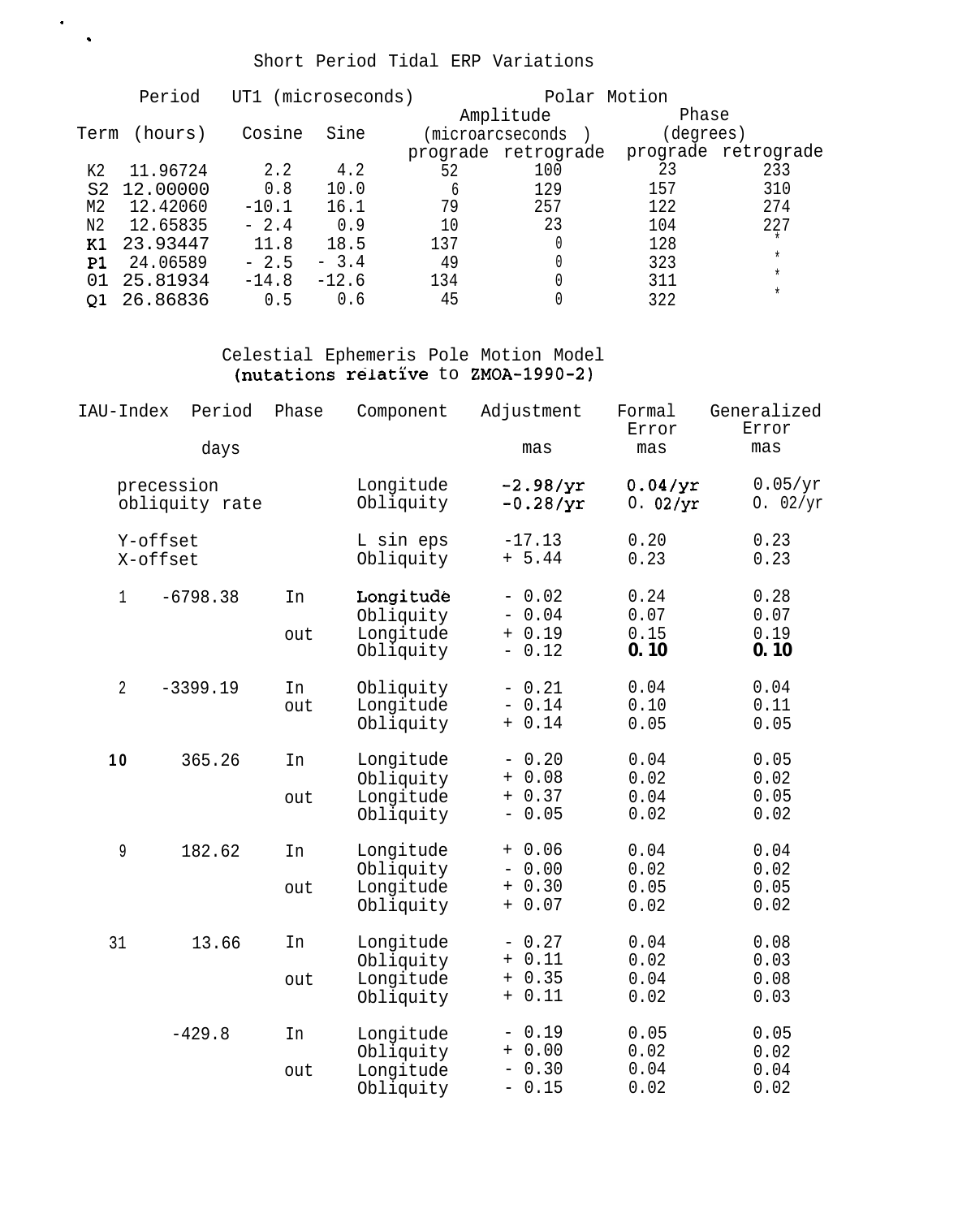## Short Period Tidal ERP Variations

| Term | Period (hours) | UT1 (microseconds) Cosine | UT1 (microseconds) Sine | Polar Motion Amplitude (microarcseconds) prograde | Polar Motion Amplitude (microarcseconds) retrograde | Polar Motion Phase (degrees) prograde | Polar Motion Phase (degrees) retrograde |
|---|---|---|---|---|---|---|---|
| K2 | 11.96724 | 2.2 | 4.2 | 52 | 100 | 23 | 233 |
| S2 | 12.00000 | 0.8 | 10.0 | 6 | 129 | 157 | 310 |
| M2 | 12.42060 | -10.1 | 16.1 | 79 | 257 | 122 | 274 |
| N2 | 12.65835 | - 2.4 | 0.9 | 10 | 23 | 104 | 227 |
| K1 | 23.93447 | 11.8 | 18.5 | 137 | 0 | 128 | * |
| P1 | 24.06589 | - 2.5 | - 3.4 | 49 | 0 | 323 | * |
| 01 | 25.81934 | -14.8 | -12.6 | 134 | 0 | 311 | * |
| Q1 | 26.86836 | 0.5 | 0.6 | 45 | 0 | 322 | * |

## Celestial Ephemeris Pole Motion Model
### (nutations relative to ZMOA-1990-2)

| IAU-Index | Period (days) | Phase | Component | Adjustment (mas) | Formal Error (mas) | Generalized Error (mas) |
|---|---|---|---|---|---|---|
| precession | | | Longitude | -2.98/yr | 0.04/yr | 0.05/yr |
| obliquity rate | | | Obliquity | -0.28/yr | 0.02/yr | 0.02/yr |
| Y-offset | | | L sin eps | -17.13 | 0.20 | 0.23 |
| X-offset | | | Obliquity | + 5.44 | 0.23 | 0.23 |
| 1 | -6798.38 | In | Longitude | - 0.02 | 0.24 | 0.28 |
| | | | Obliquity | - 0.04 | 0.07 | 0.07 |
| | | out | Longitude | + 0.19 | 0.15 | 0.19 |
| | | | Obliquity | - 0.12 | 0.10 | 0.10 |
| 2 | -3399.19 | In | Obliquity | - 0.21 | 0.04 | 0.04 |
| | | out | Longitude | - 0.14 | 0.10 | 0.11 |
| | | | Obliquity | + 0.14 | 0.05 | 0.05 |
| 10 | 365.26 | In | Longitude | - 0.20 | 0.04 | 0.05 |
| | | | Obliquity | + 0.08 | 0.02 | 0.02 |
| | | out | Longitude | + 0.37 | 0.04 | 0.05 |
| | | | Obliquity | - 0.05 | 0.02 | 0.02 |
| 9 | 182.62 | In | Longitude | + 0.06 | 0.04 | 0.04 |
| | | | Obliquity | - 0.00 | 0.02 | 0.02 |
| | | out | Longitude | + 0.30 | 0.05 | 0.05 |
| | | | Obliquity | + 0.07 | 0.02 | 0.02 |
| 31 | 13.66 | In | Longitude | - 0.27 | 0.04 | 0.08 |
| | | | Obliquity | + 0.11 | 0.02 | 0.03 |
| | | out | Longitude | + 0.35 | 0.04 | 0.08 |
| | | | Obliquity | + 0.11 | 0.02 | 0.03 |
| | -429.8 | In | Longitude | - 0.19 | 0.05 | 0.05 |
| | | | Obliquity | + 0.00 | 0.02 | 0.02 |
| | | out | Longitude | - 0.30 | 0.04 | 0.04 |
| | | | Obliquity | - 0.15 | 0.02 | 0.02 |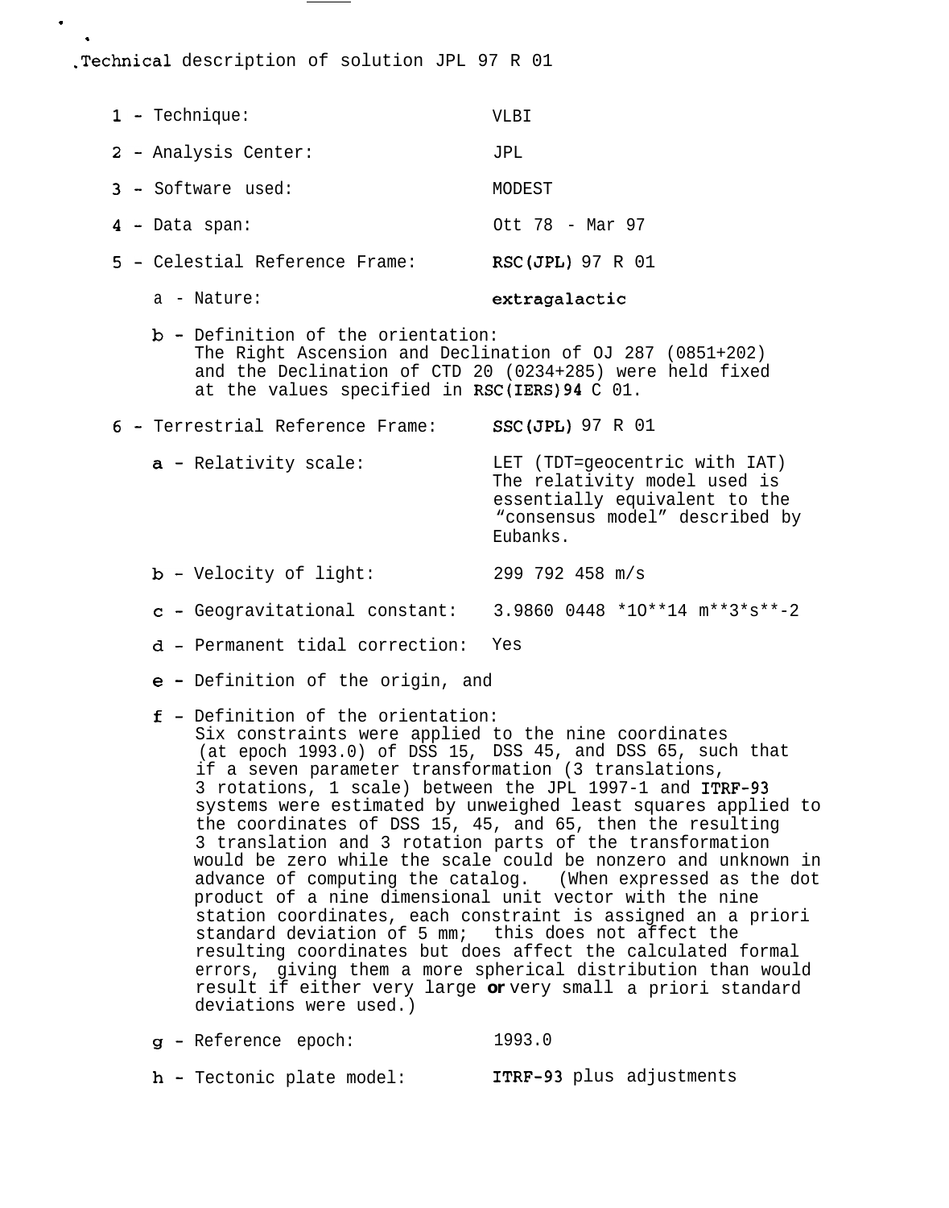# Technical description of solution JPL 97 R 01

1 - Technique: VLBI

2 - Analysis Center: JPL

3 - Software used: MODEST

4 - Data span: Ott 78 - Mar 97

5 - Celestial Reference Frame: RSC(JPL) 97 R 01

   a - Nature: extragalactic

   b - Definition of the orientation:
   The Right Ascension and Declination of OJ 287 (0851+202) and the Declination of CTD 20 (0234+285) were held fixed at the values specified in RSC(IERS)94 C 01.

6 - Terrestrial Reference Frame: SSC(JPL) 97 R 01

   a - Relativity scale: LET (TDT=geocentric with IAT) The relativity model used is essentially equivalent to the "consensus model" described by Eubanks.

   b - Velocity of light: 299 792 458 m/s

   c - Geogravitational constant: 3.9860 0448 *10**14 m**3*s**-2

   d - Permanent tidal correction: Yes

   e - Definition of the origin, and

   f - Definition of the orientation:
   Six constraints were applied to the nine coordinates (at epoch 1993.0) of DSS 15, DSS 45, and DSS 65, such that if a seven parameter transformation (3 translations, 3 rotations, 1 scale) between the JPL 1997-1 and ITRF-93 systems were estimated by unweighed least squares applied to the coordinates of DSS 15, 45, and 65, then the resulting 3 translation and 3 rotation parts of the transformation would be zero while the scale could be nonzero and unknown in advance of computing the catalog. (When expressed as the dot product of a nine dimensional unit vector with the nine station coordinates, each constraint is assigned an a priori standard deviation of 5 mm; this does not affect the resulting coordinates but does affect the calculated formal errors, giving them a more spherical distribution than would result if either very large or very small a priori standard deviations were used.)

   g - Reference epoch: 1993.0

   h - Tectonic plate model: ITRF-93 plus adjustments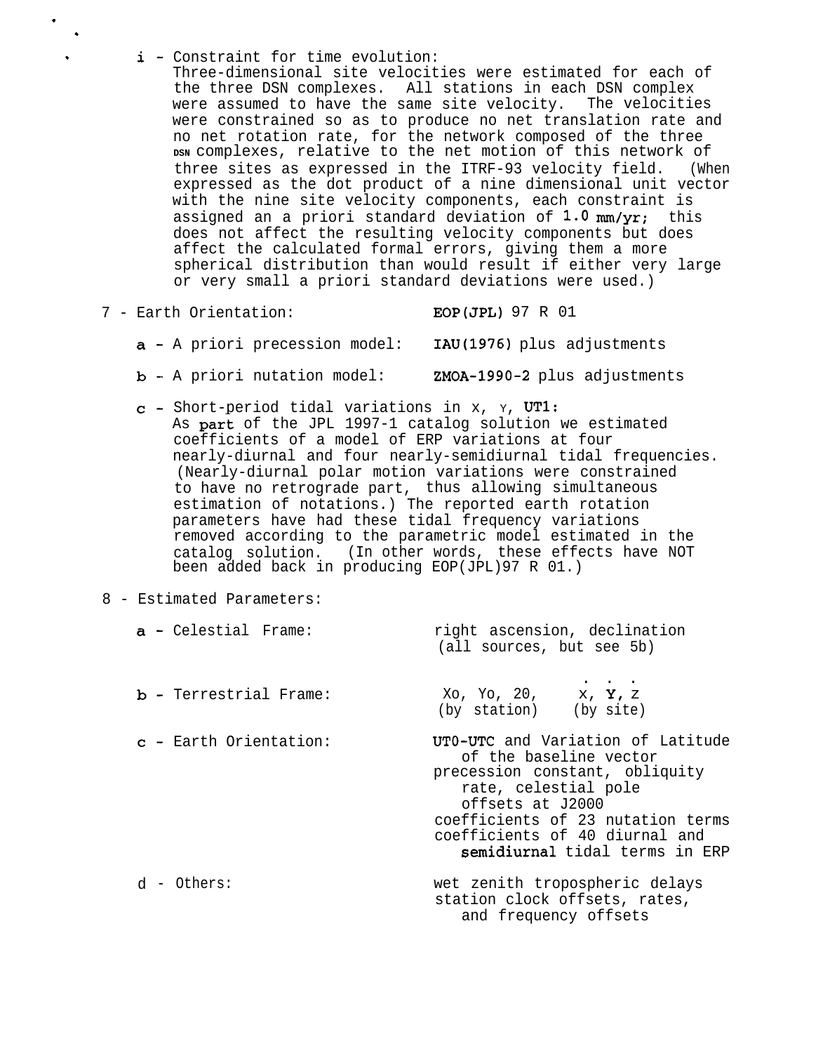i - Constraint for time evolution:
Three-dimensional site velocities were estimated for each of the three DSN complexes. All stations in each DSN complex were assumed to have the same site velocity. The velocities were constrained so as to produce no net translation rate and no net rotation rate, for the network composed of the three DSN complexes, relative to the net motion of this network of three sites as expressed in the ITRF-93 velocity field. (When expressed as the dot product of a nine dimensional unit vector with the nine site velocity components, each constraint is assigned an a priori standard deviation of 1.0 mm/yr; this does not affect the resulting velocity components but does affect the calculated formal errors, giving them a more spherical distribution than would result if either very large or very small a priori standard deviations were used.)

7 - Earth Orientation: EOP(JPL) 97 R 01

- a - A priori precession model: IAU(1976) plus adjustments
- b - A priori nutation model: ZMOA-1990-2 plus adjustments
- c - Short-period tidal variations in X, Y, UT1:
  As part of the JPL 1997-1 catalog solution we estimated coefficients of a model of ERP variations at four nearly-diurnal and four nearly-semidiurnal tidal frequencies. (Nearly-diurnal polar motion variations were constrained to have no retrograde part, thus allowing simultaneous estimation of notations.) The reported earth rotation parameters have had these tidal frequency variations removed according to the parametric model estimated in the catalog solution. (In other words, these effects have NOT been added back in producing EOP(JPL)97 R 01.)

8 - Estimated Parameters:

- a - Celestial Frame: right ascension, declination (all sources, but see 5b)
- b - Terrestrial Frame: $X_o$, $Y_o$, $Z_o$, (by station) $\dot{X}$, $\dot{Y}$, $\dot{Z}$ (by site)
- c - Earth Orientation: UT0-UTC and Variation of Latitude of the baseline vector
  precession constant, obliquity rate, celestial pole offsets at J2000
  coefficients of 23 nutation terms
  coefficients of 40 diurnal and semidiurnal tidal terms in ERP
- d - Others: wet zenith tropospheric delays
  station clock offsets, rates, and frequency offsets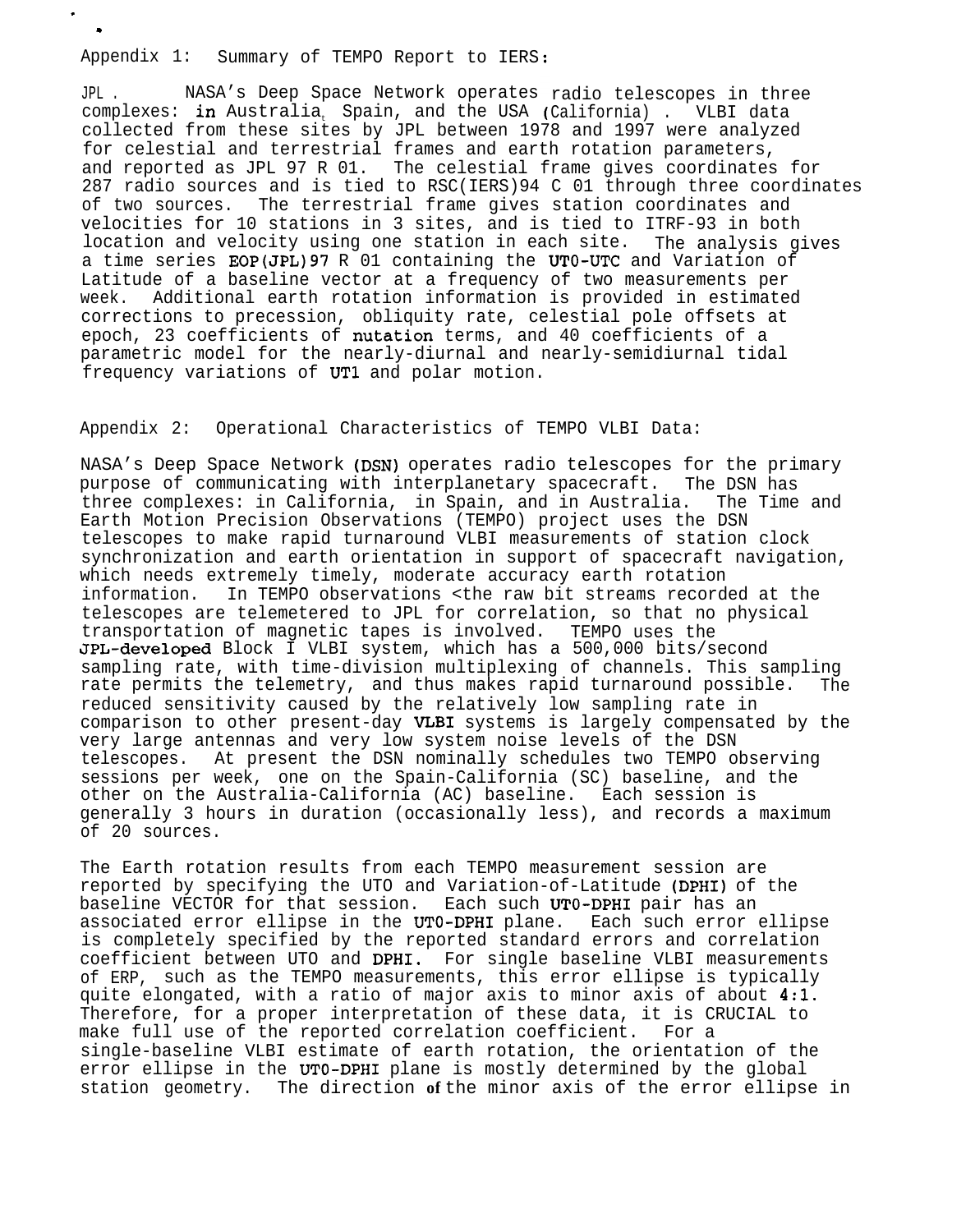Appendix 1: Summary of TEMPO Report to IERS:

JPL. NASA's Deep Space Network operates radio telescopes in three complexes: in Australia, Spain, and the USA (California). VLBI data collected from these sites by JPL between 1978 and 1997 were analyzed for celestial and terrestrial frames and earth rotation parameters, and reported as JPL 97 R 01. The celestial frame gives coordinates for 287 radio sources and is tied to RSC(IERS)94 C 01 through three coordinates of two sources. The terrestrial frame gives station coordinates and velocities for 10 stations in 3 sites, and is tied to ITRF-93 in both location and velocity using one station in each site. The analysis gives a time series EOP(JPL)97 R 01 containing the UT0-UTC and Variation of Latitude of a baseline vector at a frequency of two measurements per week. Additional earth rotation information is provided in estimated corrections to precession, obliquity rate, celestial pole offsets at epoch, 23 coefficients of nutation terms, and 40 coefficients of a parametric model for the nearly-diurnal and nearly-semidiurnal tidal frequency variations of UT1 and polar motion.

Appendix 2: Operational Characteristics of TEMPO VLBI Data:

NASA's Deep Space Network (DSN) operates radio telescopes for the primary purpose of communicating with interplanetary spacecraft. The DSN has three complexes: in California, in Spain, and in Australia. The Time and Earth Motion Precision Observations (TEMPO) project uses the DSN telescopes to make rapid turnaround VLBI measurements of station clock synchronization and earth orientation in support of spacecraft navigation, which needs extremely timely, moderate accuracy earth rotation information. In TEMPO observations <the raw bit streams recorded at the telescopes are telemetered to JPL for correlation, so that no physical transportation of magnetic tapes is involved. TEMPO uses the JPL-developed Block I VLBI system, which has a 500,000 bits/second sampling rate, with time-division multiplexing of channels. This sampling rate permits the telemetry, and thus makes rapid turnaround possible. The reduced sensitivity caused by the relatively low sampling rate in comparison to other present-day VLBI systems is largely compensated by the very large antennas and very low system noise levels of the DSN telescopes. At present the DSN nominally schedules two TEMPO observing sessions per week, one on the Spain-California (SC) baseline, and the other on the Australia-California (AC) baseline. Each session is generally 3 hours in duration (occasionally less), and records a maximum of 20 sources.

The Earth rotation results from each TEMPO measurement session are reported by specifying the UT0 and Variation-of-Latitude (DPHI) of the baseline VECTOR for that session. Each such UT0-DPHI pair has an associated error ellipse in the UT0-DPHI plane. Each such error ellipse is completely specified by the reported standard errors and correlation coefficient between UT0 and DPHI. For single baseline VLBI measurements of ERP, such as the TEMPO measurements, this error ellipse is typically quite elongated, with a ratio of major axis to minor axis of about 4:1. Therefore, for a proper interpretation of these data, it is CRUCIAL to make full use of the reported correlation coefficient. For a single-baseline VLBI estimate of earth rotation, the orientation of the error ellipse in the UT0-DPHI plane is mostly determined by the global station geometry. The direction of the minor axis of the error ellipse in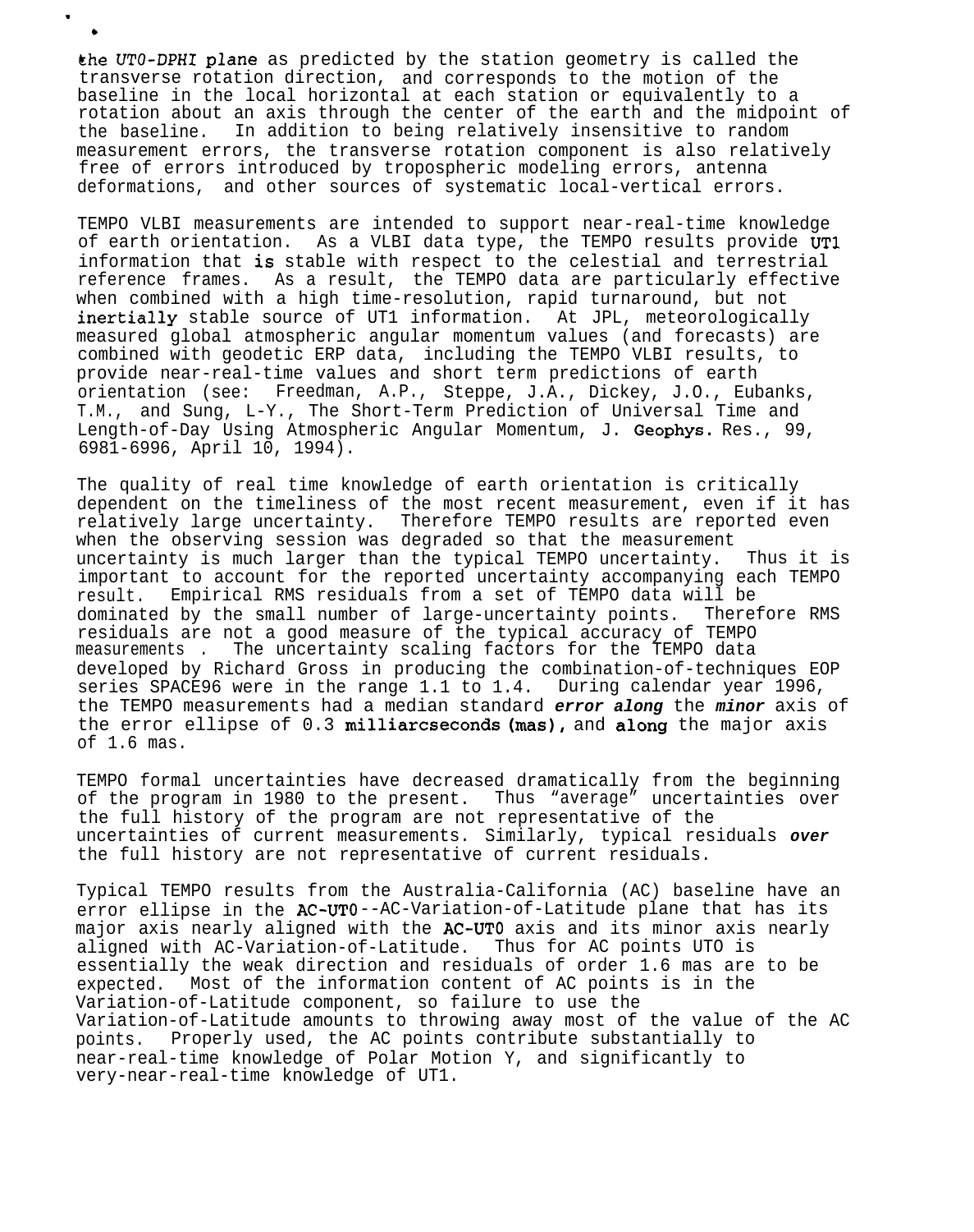the *UT0-DPHI plane* as predicted by the station geometry is called the transverse rotation direction, and corresponds to the motion of the baseline in the local horizontal at each station or equivalently to a rotation about an axis through the center of the earth and the midpoint of the baseline. In addition to being relatively insensitive to random measurement errors, the transverse rotation component is also relatively free of errors introduced by tropospheric modeling errors, antenna deformations, and other sources of systematic local-vertical errors.

TEMPO VLBI measurements are intended to support near-real-time knowledge of earth orientation. As a VLBI data type, the TEMPO results provide UT1 information that is stable with respect to the celestial and terrestrial reference frames. As a result, the TEMPO data are particularly effective when combined with a high time-resolution, rapid turnaround, but not inertially stable source of UT1 information. At JPL, meteorologically measured global atmospheric angular momentum values (and forecasts) are combined with geodetic ERP data, including the TEMPO VLBI results, to provide near-real-time values and short term predictions of earth orientation (see: Freedman, A.P., Steppe, J.A., Dickey, J.O., Eubanks, T.M., and Sung, L-Y., The Short-Term Prediction of Universal Time and Length-of-Day Using Atmospheric Angular Momentum, J. Geophys. Res., 99, 6981-6996, April 10, 1994).

The quality of real time knowledge of earth orientation is critically dependent on the timeliness of the most recent measurement, even if it has relatively large uncertainty. Therefore TEMPO results are reported even when the observing session was degraded so that the measurement uncertainty is much larger than the typical TEMPO uncertainty. Thus it is important to account for the reported uncertainty accompanying each TEMPO result. Empirical RMS residuals from a set of TEMPO data will be dominated by the small number of large-uncertainty points. Therefore RMS residuals are not a good measure of the typical accuracy of TEMPO measurements . The uncertainty scaling factors for the TEMPO data developed by Richard Gross in producing the combination-of-techniques EOP series SPACE96 were in the range 1.1 to 1.4. During calendar year 1996, the TEMPO measurements had a median standard ***error along*** the ***minor*** axis of the error ellipse of 0.3 milliarcseconds (mas), and along the major axis of 1.6 mas.

TEMPO formal uncertainties have decreased dramatically from the beginning of the program in 1980 to the present. Thus "average" uncertainties over the full history of the program are not representative of the uncertainties of current measurements. Similarly, typical residuals ***over*** the full history are not representative of current residuals.

Typical TEMPO results from the Australia-California (AC) baseline have an error ellipse in the AC-UT0--AC-Variation-of-Latitude plane that has its major axis nearly aligned with the AC-UT0 axis and its minor axis nearly aligned with AC-Variation-of-Latitude. Thus for AC points UT0 is essentially the weak direction and residuals of order 1.6 mas are to be expected. Most of the information content of AC points is in the Variation-of-Latitude component, so failure to use the Variation-of-Latitude amounts to throwing away most of the value of the AC points. Properly used, the AC points contribute substantially to near-real-time knowledge of Polar Motion Y, and significantly to very-near-real-time knowledge of UT1.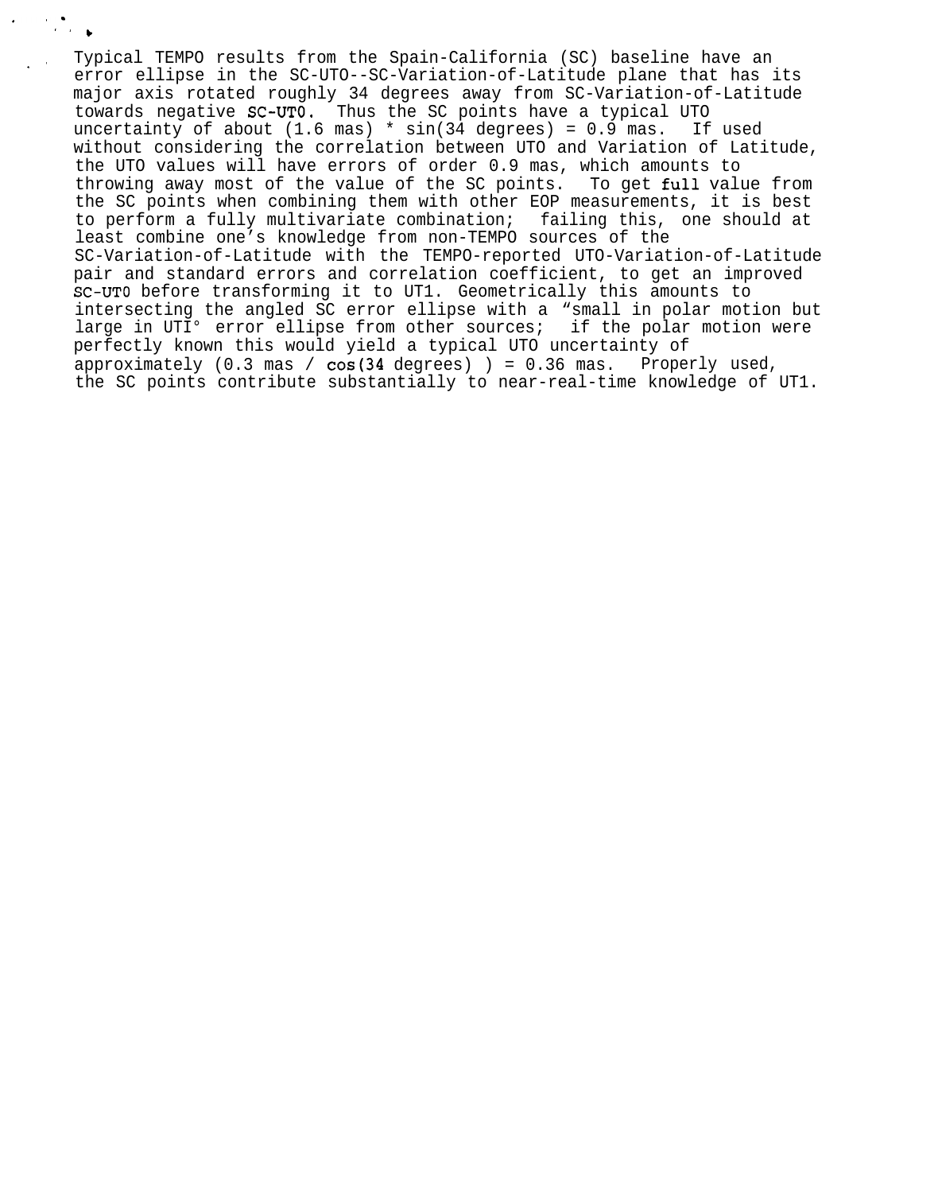Typical TEMPO results from the Spain-California (SC) baseline have an error ellipse in the SC-UTO--SC-Variation-of-Latitude plane that has its major axis rotated roughly 34 degrees away from SC-Variation-of-Latitude towards negative SC-UTO. Thus the SC points have a typical UTO uncertainty of about (1.6 mas) * sin(34 degrees) = 0.9 mas. If used without considering the correlation between UTO and Variation of Latitude, the UTO values will have errors of order 0.9 mas, which amounts to throwing away most of the value of the SC points. To get full value from the SC points when combining them with other EOP measurements, it is best to perform a fully multivariate combination; failing this, one should at least combine one's knowledge from non-TEMPO sources of the SC-Variation-of-Latitude with the TEMPO-reported UTO-Variation-of-Latitude pair and standard errors and correlation coefficient, to get an improved SC-UTO before transforming it to UT1. Geometrically this amounts to intersecting the angled SC error ellipse with a "small in polar motion but large in UTI° error ellipse from other sources; if the polar motion were perfectly known this would yield a typical UTO uncertainty of approximately (0.3 mas / cos(34 degrees) ) = 0.36 mas. Properly used, the SC points contribute substantially to near-real-time knowledge of UT1.